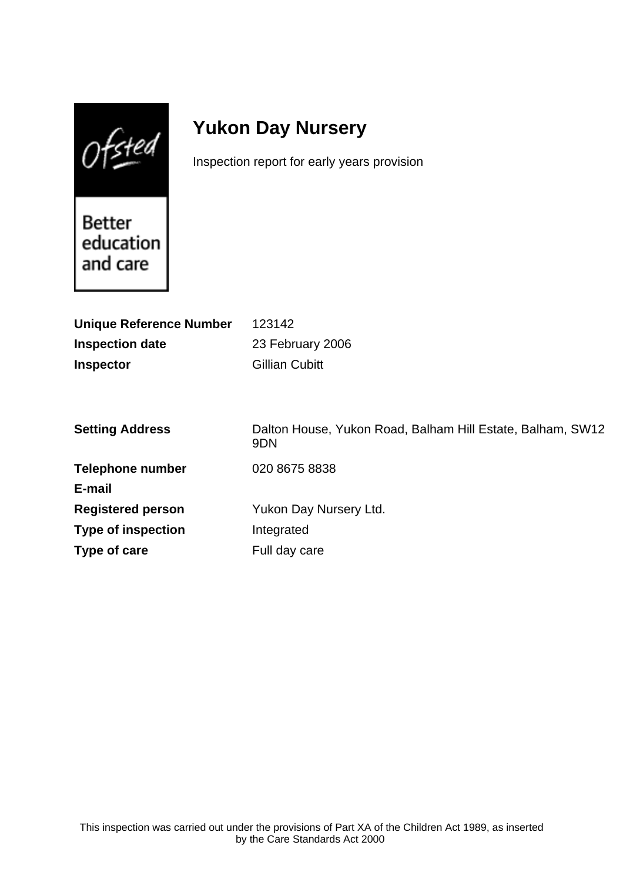# Yukon Day Nursery

Inspection report for early years provision

| | |
|---|---|
| **Unique Reference Number** | 123142 |
| **Inspection date** | 23 February 2006 |
| **Inspector** | Gillian Cubitt |

| | |
|---|---|
| **Setting Address** | Dalton House, Yukon Road, Balham Hill Estate, Balham, SW12 9DN |
| **Telephone number** | 020 8675 8838 |
| **E-mail** | |
| **Registered person** | Yukon Day Nursery Ltd. |
| **Type of inspection** | Integrated |
| **Type of care** | Full day care |

This inspection was carried out under the provisions of Part XA of the Children Act 1989, as inserted by the Care Standards Act 2000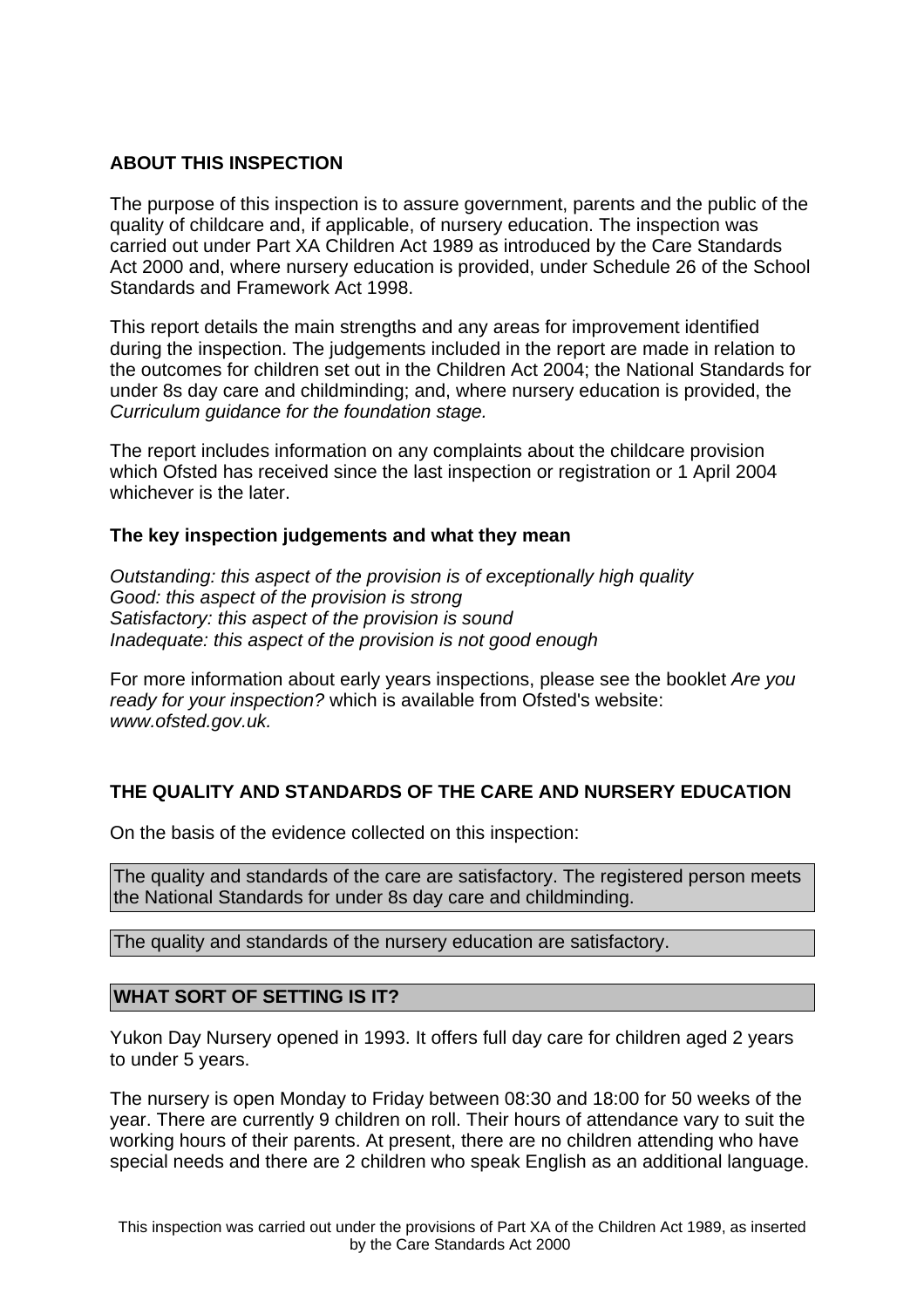## ABOUT THIS INSPECTION

The purpose of this inspection is to assure government, parents and the public of the quality of childcare and, if applicable, of nursery education. The inspection was carried out under Part XA Children Act 1989 as introduced by the Care Standards Act 2000 and, where nursery education is provided, under Schedule 26 of the School Standards and Framework Act 1998.

This report details the main strengths and any areas for improvement identified during the inspection. The judgements included in the report are made in relation to the outcomes for children set out in the Children Act 2004; the National Standards for under 8s day care and childminding; and, where nursery education is provided, the *Curriculum guidance for the foundation stage.*

The report includes information on any complaints about the childcare provision which Ofsted has received since the last inspection or registration or 1 April 2004 whichever is the later.

### The key inspection judgements and what they mean

*Outstanding: this aspect of the provision is of exceptionally high quality*
*Good: this aspect of the provision is strong*
*Satisfactory: this aspect of the provision is sound*
*Inadequate: this aspect of the provision is not good enough*

For more information about early years inspections, please see the booklet *Are you ready for your inspection?* which is available from Ofsted's website: *www.ofsted.gov.uk.*

## THE QUALITY AND STANDARDS OF THE CARE AND NURSERY EDUCATION

On the basis of the evidence collected on this inspection:

The quality and standards of the care are satisfactory. The registered person meets the National Standards for under 8s day care and childminding.

The quality and standards of the nursery education are satisfactory.

## WHAT SORT OF SETTING IS IT?

Yukon Day Nursery opened in 1993. It offers full day care for children aged 2 years to under 5 years.

The nursery is open Monday to Friday between 08:30 and 18:00 for 50 weeks of the year. There are currently 9 children on roll. Their hours of attendance vary to suit the working hours of their parents. At present, there are no children attending who have special needs and there are 2 children who speak English as an additional language.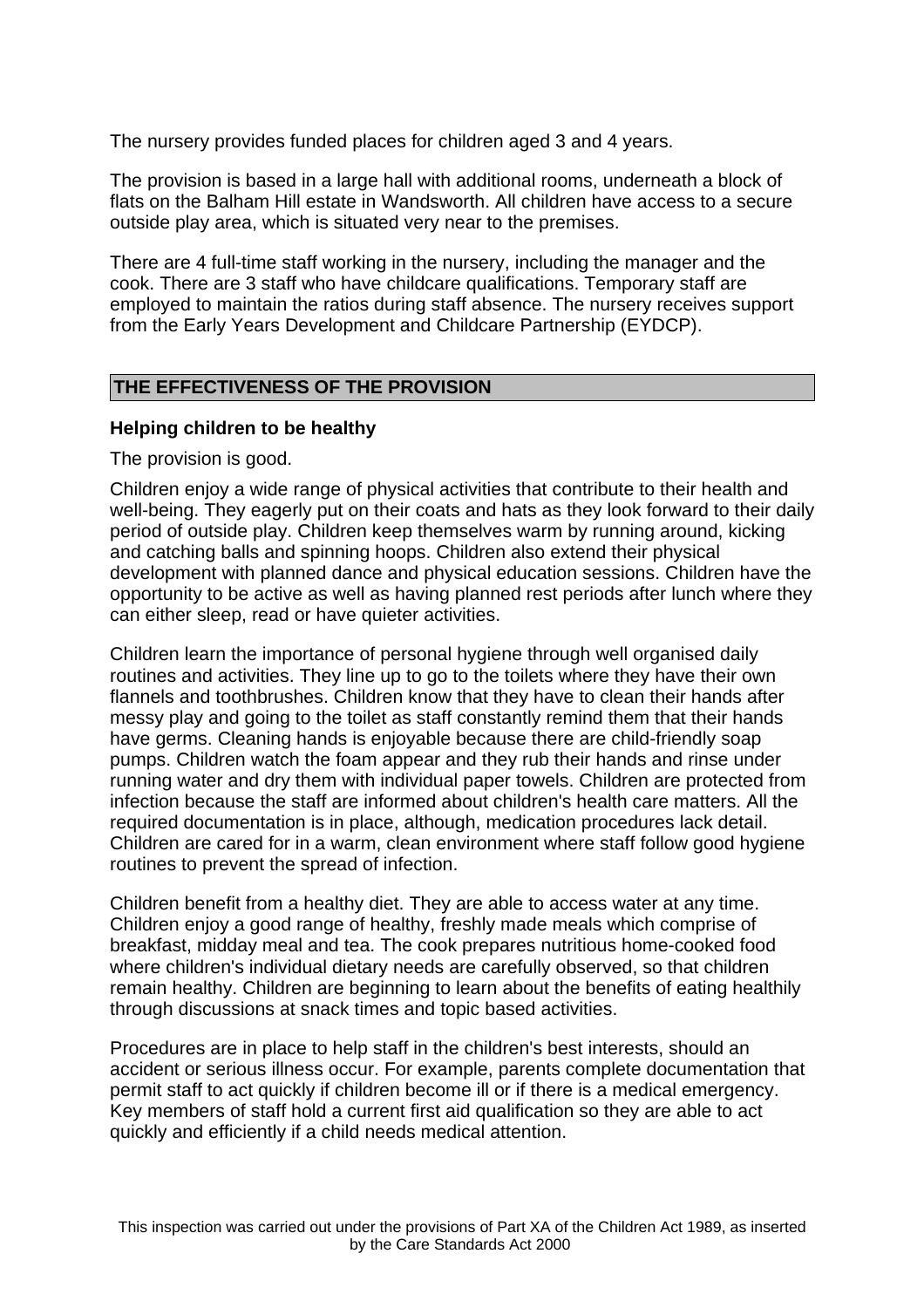The nursery provides funded places for children aged 3 and 4 years.

The provision is based in a large hall with additional rooms, underneath a block of flats on the Balham Hill estate in Wandsworth. All children have access to a secure outside play area, which is situated very near to the premises.

There are 4 full-time staff working in the nursery, including the manager and the cook. There are 3 staff who have childcare qualifications. Temporary staff are employed to maintain the ratios during staff absence. The nursery receives support from the Early Years Development and Childcare Partnership (EYDCP).

## THE EFFECTIVENESS OF THE PROVISION

### Helping children to be healthy

The provision is good.

Children enjoy a wide range of physical activities that contribute to their health and well-being. They eagerly put on their coats and hats as they look forward to their daily period of outside play. Children keep themselves warm by running around, kicking and catching balls and spinning hoops. Children also extend their physical development with planned dance and physical education sessions. Children have the opportunity to be active as well as having planned rest periods after lunch where they can either sleep, read or have quieter activities.

Children learn the importance of personal hygiene through well organised daily routines and activities. They line up to go to the toilets where they have their own flannels and toothbrushes. Children know that they have to clean their hands after messy play and going to the toilet as staff constantly remind them that their hands have germs. Cleaning hands is enjoyable because there are child-friendly soap pumps. Children watch the foam appear and they rub their hands and rinse under running water and dry them with individual paper towels. Children are protected from infection because the staff are informed about children's health care matters. All the required documentation is in place, although, medication procedures lack detail. Children are cared for in a warm, clean environment where staff follow good hygiene routines to prevent the spread of infection.

Children benefit from a healthy diet. They are able to access water at any time. Children enjoy a good range of healthy, freshly made meals which comprise of breakfast, midday meal and tea. The cook prepares nutritious home-cooked food where children's individual dietary needs are carefully observed, so that children remain healthy. Children are beginning to learn about the benefits of eating healthily through discussions at snack times and topic based activities.

Procedures are in place to help staff in the children's best interests, should an accident or serious illness occur. For example, parents complete documentation that permit staff to act quickly if children become ill or if there is a medical emergency. Key members of staff hold a current first aid qualification so they are able to act quickly and efficiently if a child needs medical attention.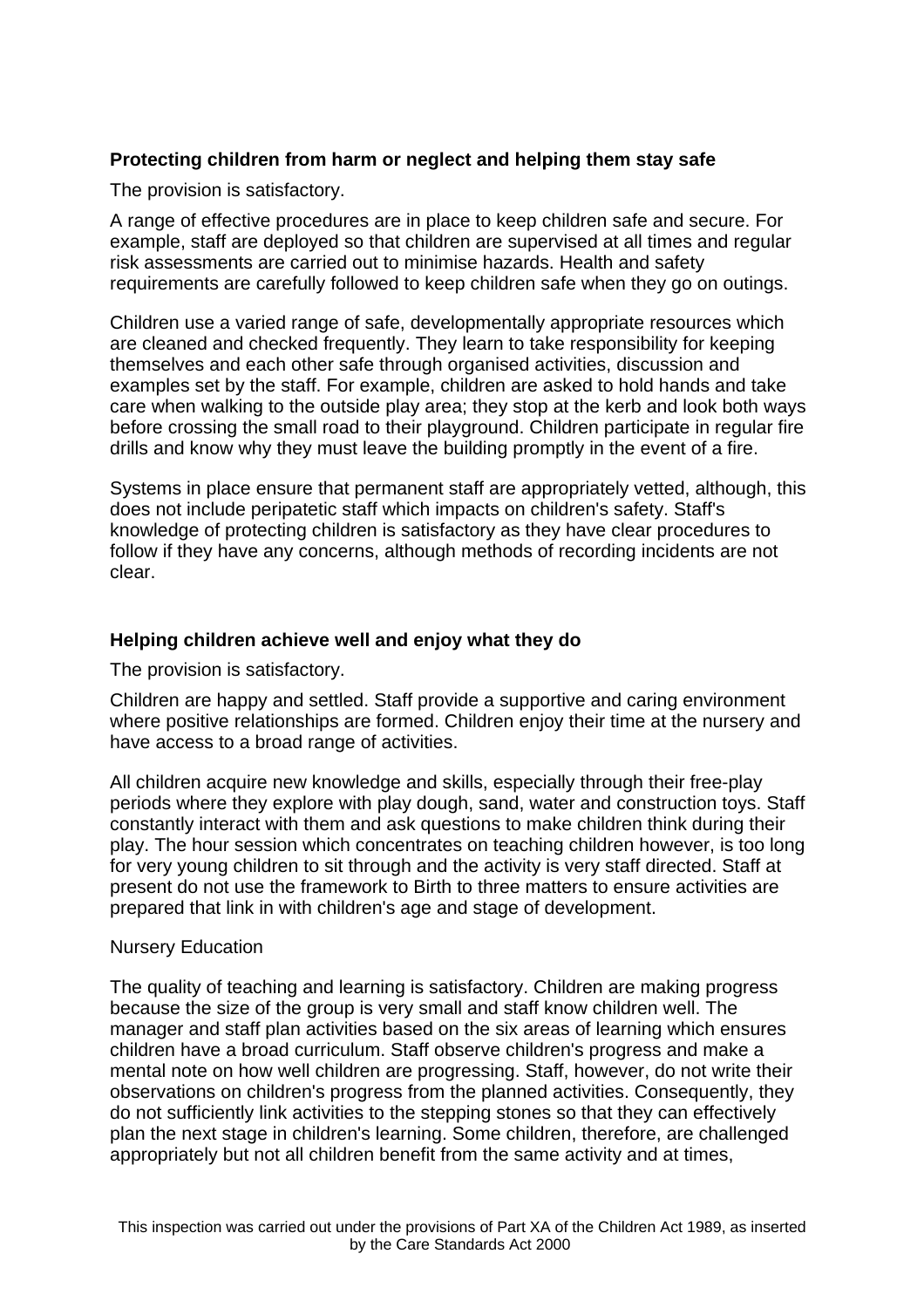**Protecting children from harm or neglect and helping them stay safe**

The provision is satisfactory.

A range of effective procedures are in place to keep children safe and secure. For example, staff are deployed so that children are supervised at all times and regular risk assessments are carried out to minimise hazards. Health and safety requirements are carefully followed to keep children safe when they go on outings.

Children use a varied range of safe, developmentally appropriate resources which are cleaned and checked frequently. They learn to take responsibility for keeping themselves and each other safe through organised activities, discussion and examples set by the staff. For example, children are asked to hold hands and take care when walking to the outside play area; they stop at the kerb and look both ways before crossing the small road to their playground. Children participate in regular fire drills and know why they must leave the building promptly in the event of a fire.

Systems in place ensure that permanent staff are appropriately vetted, although, this does not include peripatetic staff which impacts on children's safety. Staff's knowledge of protecting children is satisfactory as they have clear procedures to follow if they have any concerns, although methods of recording incidents are not clear.

**Helping children achieve well and enjoy what they do**

The provision is satisfactory.

Children are happy and settled. Staff provide a supportive and caring environment where positive relationships are formed. Children enjoy their time at the nursery and have access to a broad range of activities.

All children acquire new knowledge and skills, especially through their free-play periods where they explore with play dough, sand, water and construction toys. Staff constantly interact with them and ask questions to make children think during their play. The hour session which concentrates on teaching children however, is too long for very young children to sit through and the activity is very staff directed. Staff at present do not use the framework to Birth to three matters to ensure activities are prepared that link in with children's age and stage of development.

Nursery Education

The quality of teaching and learning is satisfactory. Children are making progress because the size of the group is very small and staff know children well. The manager and staff plan activities based on the six areas of learning which ensures children have a broad curriculum. Staff observe children's progress and make a mental note on how well children are progressing. Staff, however, do not write their observations on children's progress from the planned activities. Consequently, they do not sufficiently link activities to the stepping stones so that they can effectively plan the next stage in children's learning. Some children, therefore, are challenged appropriately but not all children benefit from the same activity and at times,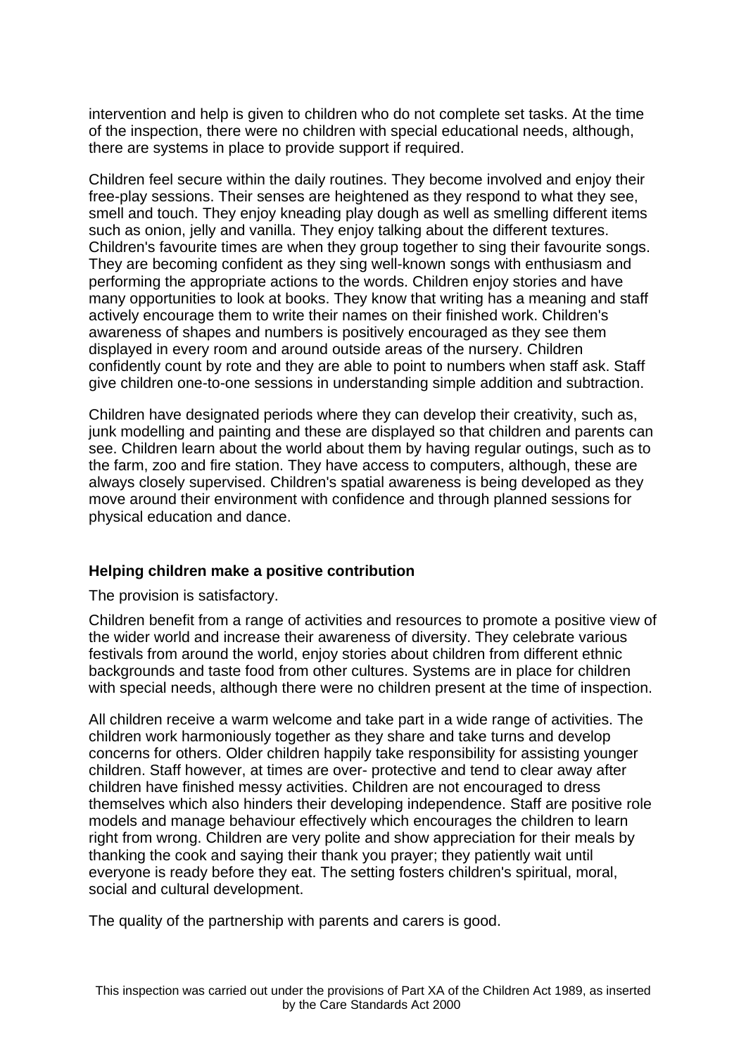intervention and help is given to children who do not complete set tasks. At the time of the inspection, there were no children with special educational needs, although, there are systems in place to provide support if required.

Children feel secure within the daily routines. They become involved and enjoy their free-play sessions. Their senses are heightened as they respond to what they see, smell and touch. They enjoy kneading play dough as well as smelling different items such as onion, jelly and vanilla. They enjoy talking about the different textures. Children's favourite times are when they group together to sing their favourite songs. They are becoming confident as they sing well-known songs with enthusiasm and performing the appropriate actions to the words. Children enjoy stories and have many opportunities to look at books. They know that writing has a meaning and staff actively encourage them to write their names on their finished work. Children's awareness of shapes and numbers is positively encouraged as they see them displayed in every room and around outside areas of the nursery. Children confidently count by rote and they are able to point to numbers when staff ask. Staff give children one-to-one sessions in understanding simple addition and subtraction.

Children have designated periods where they can develop their creativity, such as, junk modelling and painting and these are displayed so that children and parents can see. Children learn about the world about them by having regular outings, such as to the farm, zoo and fire station. They have access to computers, although, these are always closely supervised. Children's spatial awareness is being developed as they move around their environment with confidence and through planned sessions for physical education and dance.

**Helping children make a positive contribution**

The provision is satisfactory.

Children benefit from a range of activities and resources to promote a positive view of the wider world and increase their awareness of diversity. They celebrate various festivals from around the world, enjoy stories about children from different ethnic backgrounds and taste food from other cultures. Systems are in place for children with special needs, although there were no children present at the time of inspection.

All children receive a warm welcome and take part in a wide range of activities. The children work harmoniously together as they share and take turns and develop concerns for others. Older children happily take responsibility for assisting younger children. Staff however, at times are over- protective and tend to clear away after children have finished messy activities. Children are not encouraged to dress themselves which also hinders their developing independence. Staff are positive role models and manage behaviour effectively which encourages the children to learn right from wrong. Children are very polite and show appreciation for their meals by thanking the cook and saying their thank you prayer; they patiently wait until everyone is ready before they eat. The setting fosters children's spiritual, moral, social and cultural development.

The quality of the partnership with parents and carers is good.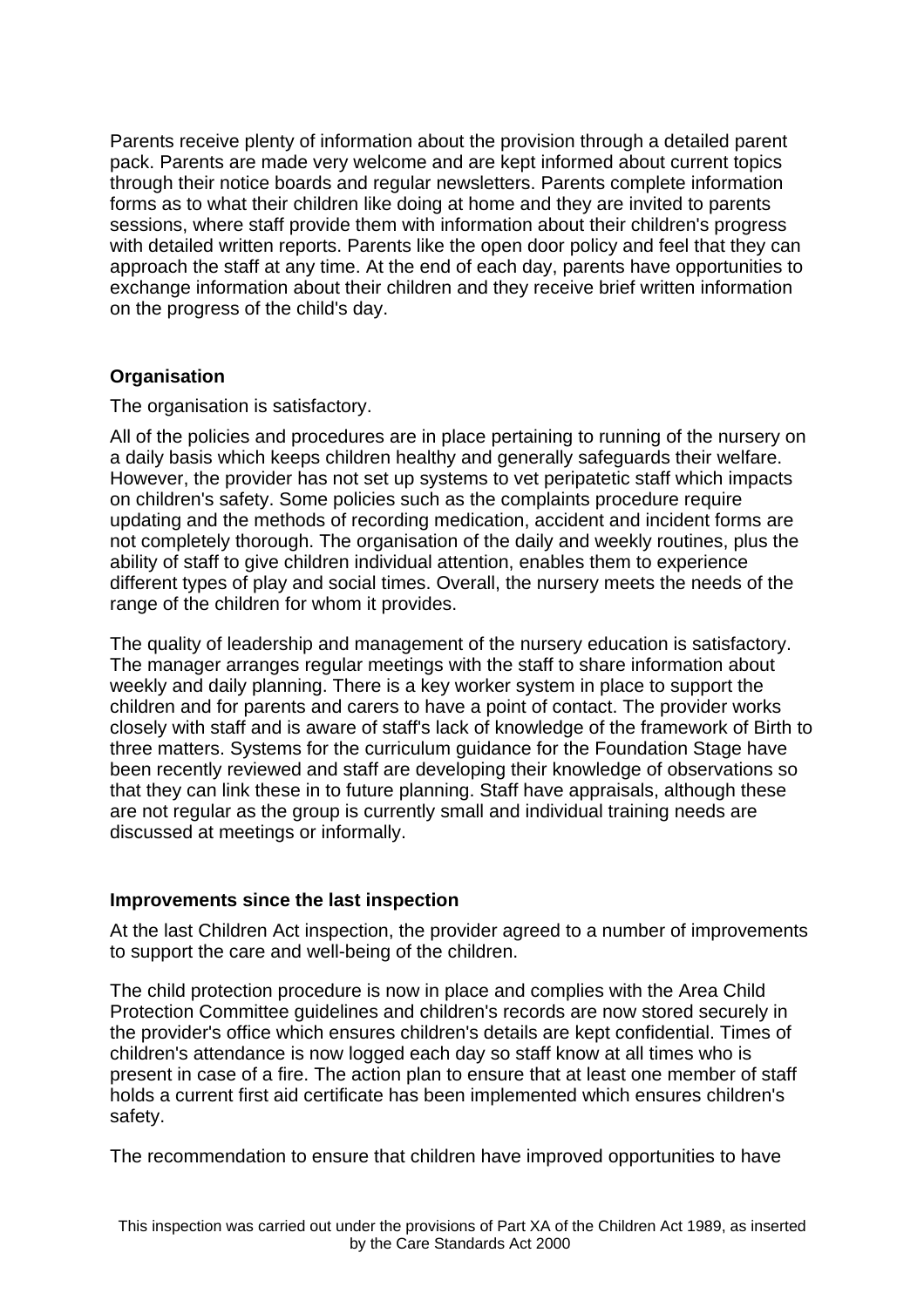Parents receive plenty of information about the provision through a detailed parent pack. Parents are made very welcome and are kept informed about current topics through their notice boards and regular newsletters. Parents complete information forms as to what their children like doing at home and they are invited to parents sessions, where staff provide them with information about their children's progress with detailed written reports. Parents like the open door policy and feel that they can approach the staff at any time. At the end of each day, parents have opportunities to exchange information about their children and they receive brief written information on the progress of the child's day.

**Organisation**

The organisation is satisfactory.

All of the policies and procedures are in place pertaining to running of the nursery on a daily basis which keeps children healthy and generally safeguards their welfare. However, the provider has not set up systems to vet peripatetic staff which impacts on children's safety. Some policies such as the complaints procedure require updating and the methods of recording medication, accident and incident forms are not completely thorough. The organisation of the daily and weekly routines, plus the ability of staff to give children individual attention, enables them to experience different types of play and social times. Overall, the nursery meets the needs of the range of the children for whom it provides.

The quality of leadership and management of the nursery education is satisfactory. The manager arranges regular meetings with the staff to share information about weekly and daily planning. There is a key worker system in place to support the children and for parents and carers to have a point of contact. The provider works closely with staff and is aware of staff's lack of knowledge of the framework of Birth to three matters. Systems for the curriculum guidance for the Foundation Stage have been recently reviewed and staff are developing their knowledge of observations so that they can link these in to future planning. Staff have appraisals, although these are not regular as the group is currently small and individual training needs are discussed at meetings or informally.

**Improvements since the last inspection**

At the last Children Act inspection, the provider agreed to a number of improvements to support the care and well-being of the children.

The child protection procedure is now in place and complies with the Area Child Protection Committee guidelines and children's records are now stored securely in the provider's office which ensures children's details are kept confidential. Times of children's attendance is now logged each day so staff know at all times who is present in case of a fire. The action plan to ensure that at least one member of staff holds a current first aid certificate has been implemented which ensures children's safety.

The recommendation to ensure that children have improved opportunities to have

This inspection was carried out under the provisions of Part XA of the Children Act 1989, as inserted by the Care Standards Act 2000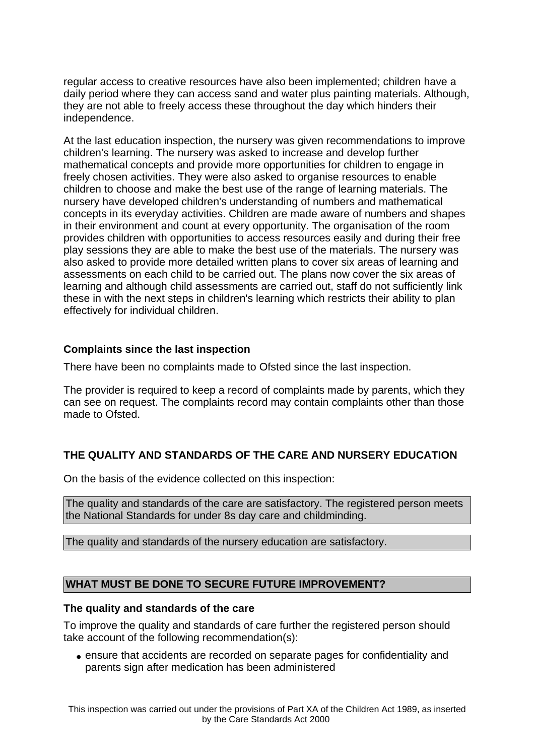regular access to creative resources have also been implemented; children have a daily period where they can access sand and water plus painting materials. Although, they are not able to freely access these throughout the day which hinders their independence.

At the last education inspection, the nursery was given recommendations to improve children's learning. The nursery was asked to increase and develop further mathematical concepts and provide more opportunities for children to engage in freely chosen activities. They were also asked to organise resources to enable children to choose and make the best use of the range of learning materials. The nursery have developed children's understanding of numbers and mathematical concepts in its everyday activities. Children are made aware of numbers and shapes in their environment and count at every opportunity. The organisation of the room provides children with opportunities to access resources easily and during their free play sessions they are able to make the best use of the materials. The nursery was also asked to provide more detailed written plans to cover six areas of learning and assessments on each child to be carried out. The plans now cover the six areas of learning and although child assessments are carried out, staff do not sufficiently link these in with the next steps in children's learning which restricts their ability to plan effectively for individual children.

**Complaints since the last inspection**

There have been no complaints made to Ofsted since the last inspection.

The provider is required to keep a record of complaints made by parents, which they can see on request. The complaints record may contain complaints other than those made to Ofsted.

## THE QUALITY AND STANDARDS OF THE CARE AND NURSERY EDUCATION

On the basis of the evidence collected on this inspection:

The quality and standards of the care are satisfactory. The registered person meets the National Standards for under 8s day care and childminding.

The quality and standards of the nursery education are satisfactory.

## WHAT MUST BE DONE TO SECURE FUTURE IMPROVEMENT?

**The quality and standards of the care**

To improve the quality and standards of care further the registered person should take account of the following recommendation(s):

- ensure that accidents are recorded on separate pages for confidentiality and parents sign after medication has been administered

This inspection was carried out under the provisions of Part XA of the Children Act 1989, as inserted by the Care Standards Act 2000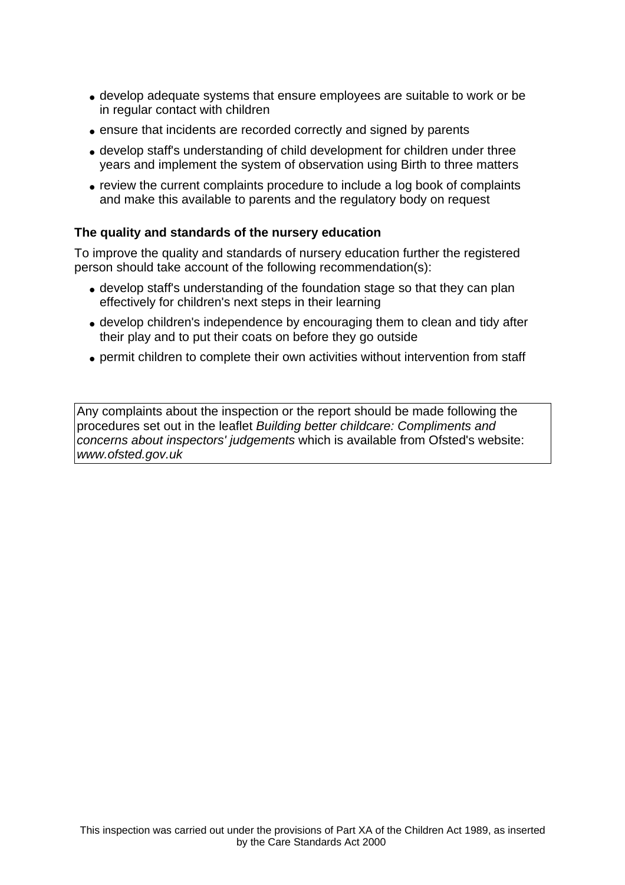- develop adequate systems that ensure employees are suitable to work or be in regular contact with children
- ensure that incidents are recorded correctly and signed by parents
- develop staff's understanding of child development for children under three years and implement the system of observation using Birth to three matters
- review the current complaints procedure to include a log book of complaints and make this available to parents and the regulatory body on request

### The quality and standards of the nursery education

To improve the quality and standards of nursery education further the registered person should take account of the following recommendation(s):

- develop staff's understanding of the foundation stage so that they can plan effectively for children's next steps in their learning
- develop children's independence by encouraging them to clean and tidy after their play and to put their coats on before they go outside
- permit children to complete their own activities without intervention from staff

Any complaints about the inspection or the report should be made following the procedures set out in the leaflet *Building better childcare: Compliments and concerns about inspectors' judgements* which is available from Ofsted's website: *www.ofsted.gov.uk*

This inspection was carried out under the provisions of Part XA of the Children Act 1989, as inserted by the Care Standards Act 2000